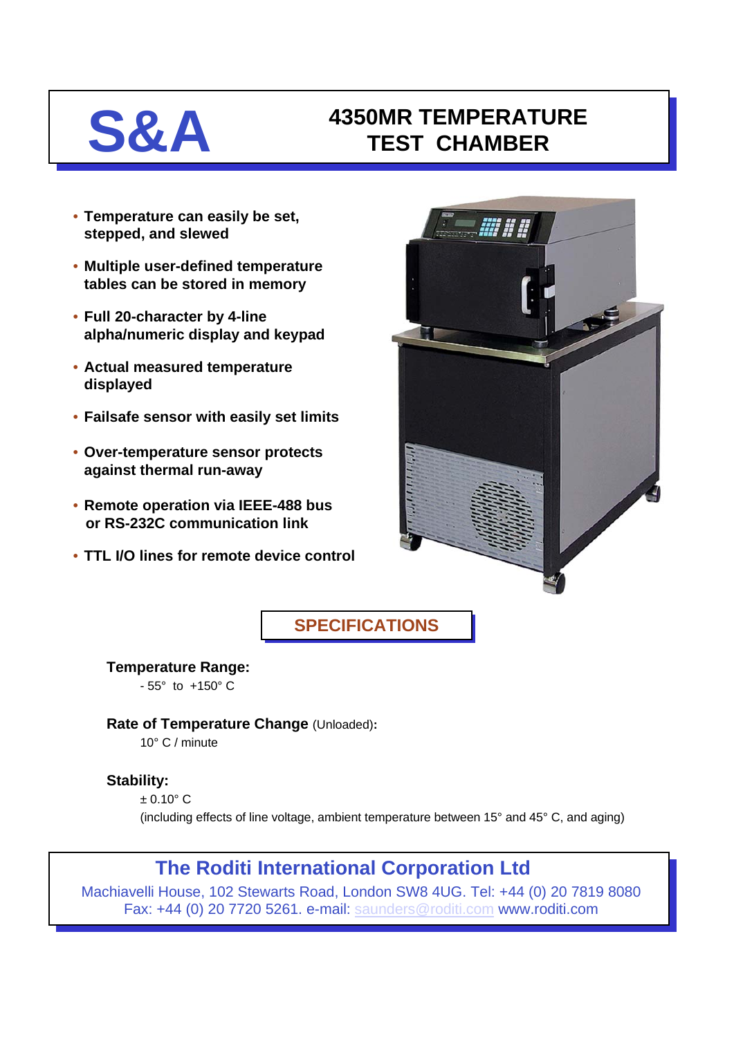# S&A

# 4350MR TEMPERATURE TEST CHAMBER

- Temperature can easily be set, stepped, and slewed
- Multiple user-defined temperature tables can be stored in memory
- Full 20-character by 4-line alpha/numeric display and keypad
- Actual measured temperature displayed
- Failsafe sensor with easily set limits
- Over-temperature sensor protects against thermal run-away
- Remote operation via IEEE-488 bus or RS-232C communication link
- TTL I/O lines for remote device control

## SPECIFICATIONS

**Temperature Range:**

- 55° to +150° C

**Rate of Temperature Change** (Unloaded)**:**

10° C / minute

**Stability:**

± 0.10° C

(including effects of line voltage, ambient temperature between 15° and 45° C, and aging)

## The Roditi International Corporation Ltd

Machiavelli House, 102 Stewarts Road, London SW8 4UG. Tel: +44 (0) 20 7819 8080
Fax: +44 (0) 20 7720 5261. e-mail: saunders@roditi.com www.roditi.com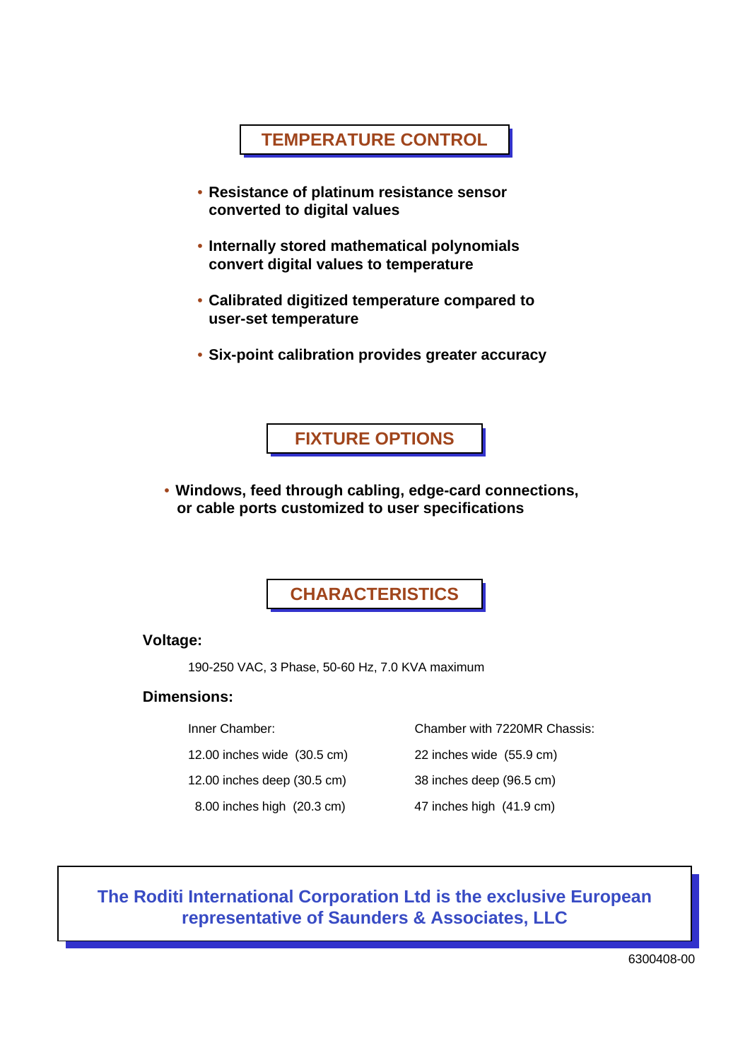## TEMPERATURE CONTROL

- **Resistance of platinum resistance sensor converted to digital values**
- **Internally stored mathematical polynomials convert digital values to temperature**
- **Calibrated digitized temperature compared to user-set temperature**
- **Six-point calibration provides greater accuracy**

## FIXTURE OPTIONS

- **Windows, feed through cabling, edge-card connections, or cable ports customized to user specifications**

## CHARACTERISTICS

**Voltage:**

190-250 VAC, 3 Phase, 50-60 Hz, 7.0 KVA maximum

**Dimensions:**

| Inner Chamber: | Chamber with 7220MR Chassis: |
|---|---|
| 12.00 inches wide (30.5 cm) | 22 inches wide (55.9 cm) |
| 12.00 inches deep (30.5 cm) | 38 inches deep (96.5 cm) |
| 8.00 inches high (20.3 cm) | 47 inches high (41.9 cm) |

**The Roditi International Corporation Ltd is the exclusive European representative of Saunders & Associates, LLC**

6300408-00